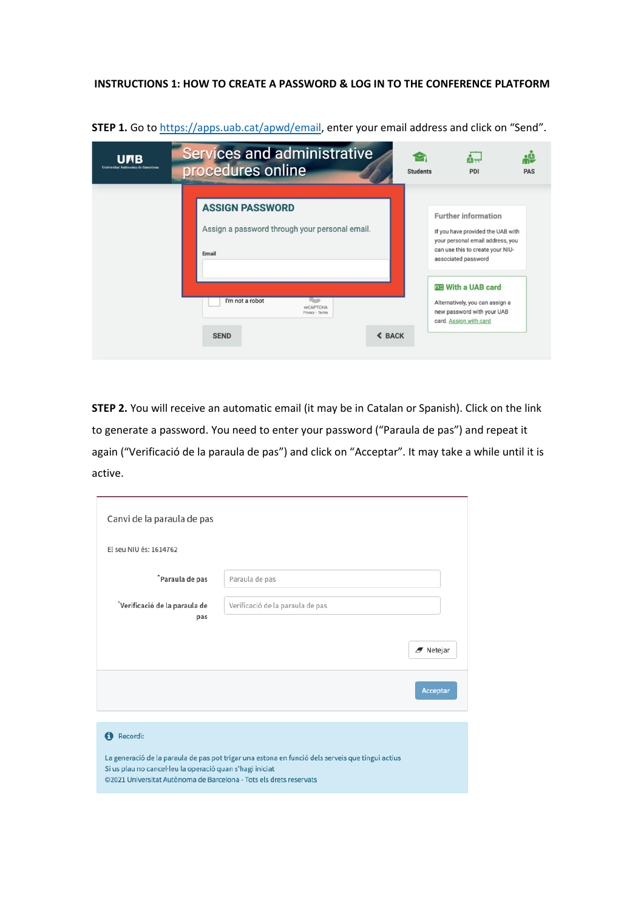# INSTRUCTIONS 1: HOW TO CREATE A PASSWORD & LOG IN TO THE CONFERENCE PLATFORM

**STEP 1.** Go to https://apps.uab.cat/apwd/email, enter your email address and click on "Send".

UAB Universitat Autònoma de Barcelona

Services and administrative procedures online

Students PDI PAS

**ASSIGN PASSWORD**

Assign a password through your personal email.

Email

I'm not a robot

reCAPTCHA
Privacy - Terms

SEND

BACK

**Further information**

If you have provided the UAB with your personal email address, you can use this to create your NIU-associated password

**With a UAB card**

Alternatively, you can assign a new password with your UAB card. Assign with card

**STEP 2.** You will receive an automatic email (it may be in Catalan or Spanish). Click on the link to generate a password. You need to enter your password ("Paraula de pas") and repeat it again ("Verificació de la paraula de pas") and click on "Acceptar". It may take a while until it is active.

Canvi de la paraula de pas

El seu NIU és: 1614762

*Paraula de pas

*Verificació de la paraula de pas

Netejar

Acceptar

Recordi:

La generació de la paraula de pas pot trigar una estona en funció dels serveis que tingui actius
Si us plau no cancel·leu la operació quan s'hagi iniciat
©2021 Universitat Autònoma de Barcelona - Tots els drets reservats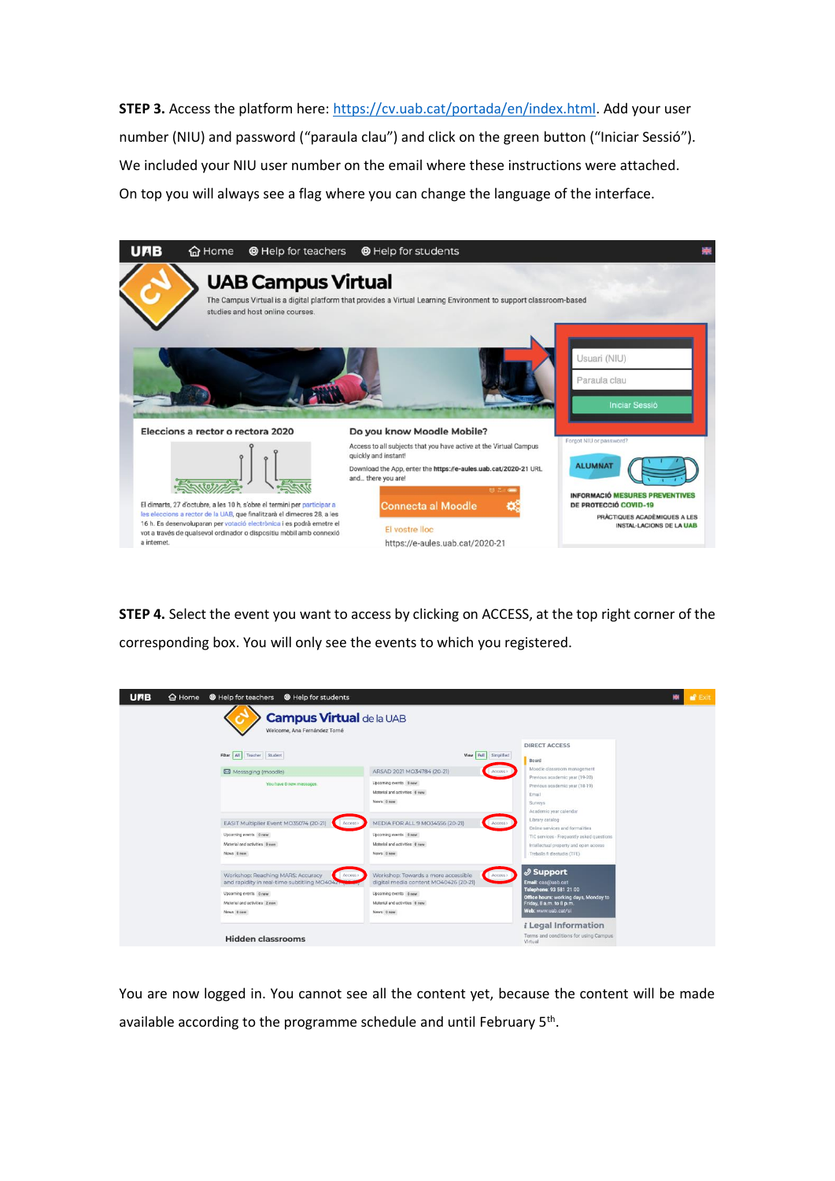**STEP 3.** Access the platform here: https://cv.uab.cat/portada/en/index.html. Add your user number (NIU) and password ("paraula clau") and click on the green button ("Iniciar Sessió"). We included your NIU user number on the email where these instructions were attached. On top you will always see a flag where you can change the language of the interface.

**STEP 4.** Select the event you want to access by clicking on ACCESS, at the top right corner of the corresponding box. You will only see the events to which you registered.

You are now logged in. You cannot see all the content yet, because the content will be made available according to the programme schedule and until February 5th.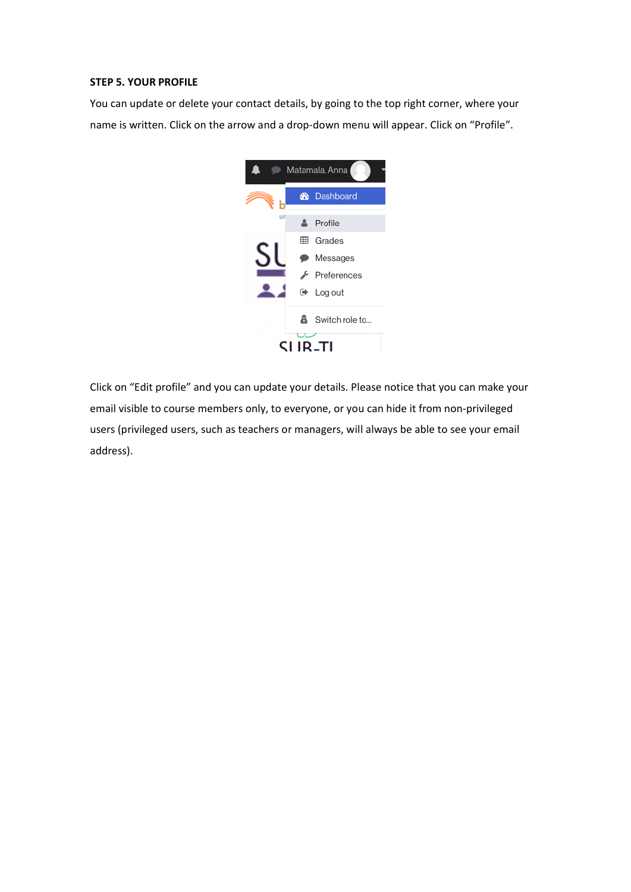**STEP 5. YOUR PROFILE**

You can update or delete your contact details, by going to the top right corner, where your name is written. Click on the arrow and a drop-down menu will appear. Click on "Profile".

Click on "Edit profile" and you can update your details. Please notice that you can make your email visible to course members only, to everyone, or you can hide it from non-privileged users (privileged users, such as teachers or managers, will always be able to see your email address).